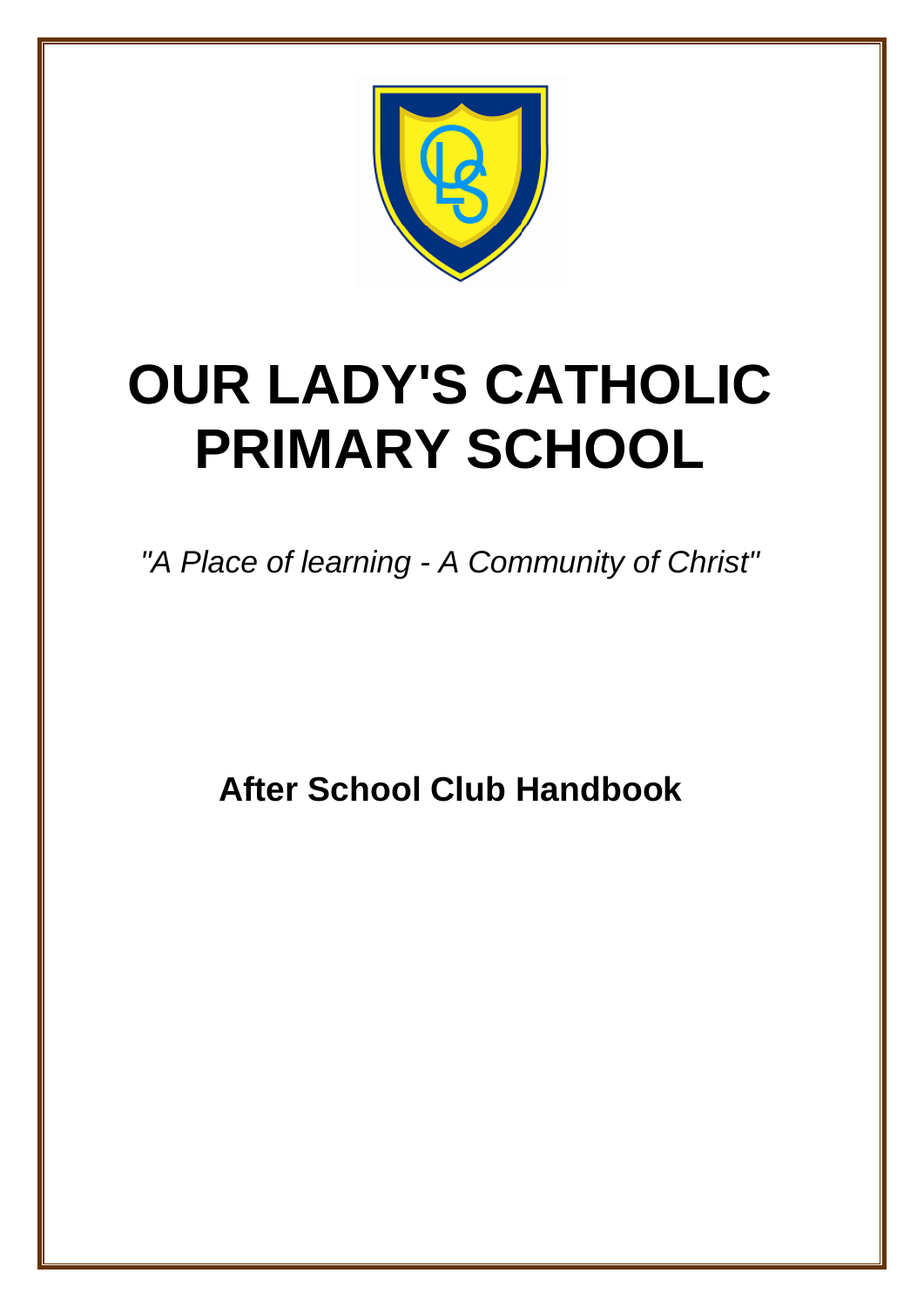# OUR LADY'S CATHOLIC PRIMARY SCHOOL

*"A Place of learning - A Community of Christ"*

**After School Club Handbook**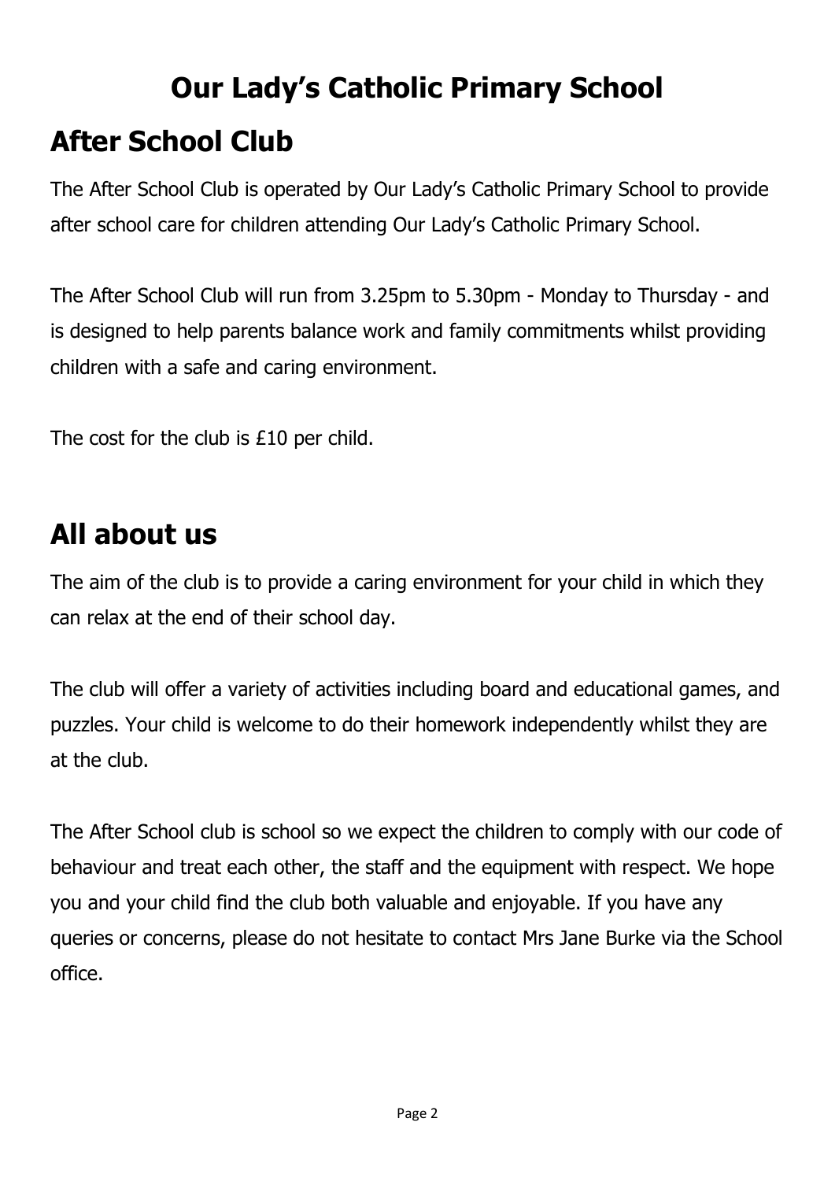# Our Lady's Catholic Primary School

## After School Club

The After School Club is operated by Our Lady's Catholic Primary School to provide after school care for children attending Our Lady's Catholic Primary School.

The After School Club will run from 3.25pm to 5.30pm - Monday to Thursday - and is designed to help parents balance work and family commitments whilst providing children with a safe and caring environment.

The cost for the club is £10 per child.

## All about us

The aim of the club is to provide a caring environment for your child in which they can relax at the end of their school day.

The club will offer a variety of activities including board and educational games, and puzzles. Your child is welcome to do their homework independently whilst they are at the club.

The After School club is school so we expect the children to comply with our code of behaviour and treat each other, the staff and the equipment with respect. We hope you and your child find the club both valuable and enjoyable. If you have any queries or concerns, please do not hesitate to contact Mrs Jane Burke via the School office.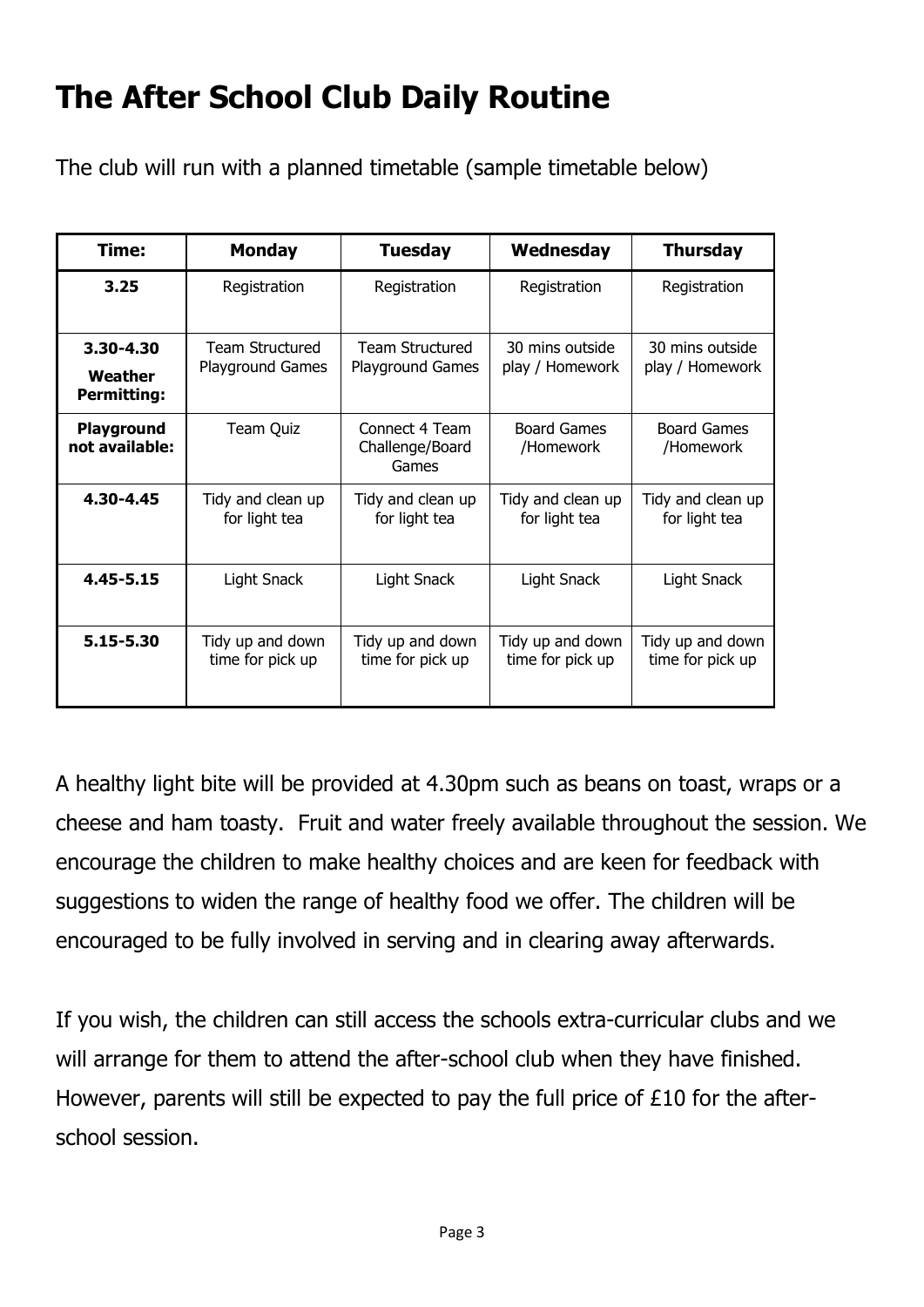# The After School Club Daily Routine

The club will run with a planned timetable (sample timetable below)

| Time: | Monday | Tuesday | Wednesday | Thursday |
| --- | --- | --- | --- | --- |
| **3.25** | Registration | Registration | Registration | Registration |
| **3.30-4.30** **Weather Permitting:** | Team Structured Playground Games | Team Structured Playground Games | 30 mins outside play / Homework | 30 mins outside play / Homework |
| **Playground not available:** | Team Quiz | Connect 4 Team Challenge/Board Games | Board Games /Homework | Board Games /Homework |
| **4.30-4.45** | Tidy and clean up for light tea | Tidy and clean up for light tea | Tidy and clean up for light tea | Tidy and clean up for light tea |
| **4.45-5.15** | Light Snack | Light Snack | Light Snack | Light Snack |
| **5.15-5.30** | Tidy up and down time for pick up | Tidy up and down time for pick up | Tidy up and down time for pick up | Tidy up and down time for pick up |

A healthy light bite will be provided at 4.30pm such as beans on toast, wraps or a cheese and ham toasty. Fruit and water freely available throughout the session. We encourage the children to make healthy choices and are keen for feedback with suggestions to widen the range of healthy food we offer. The children will be encouraged to be fully involved in serving and in clearing away afterwards.

If you wish, the children can still access the schools extra-curricular clubs and we will arrange for them to attend the after-school club when they have finished. However, parents will still be expected to pay the full price of £10 for the after-school session.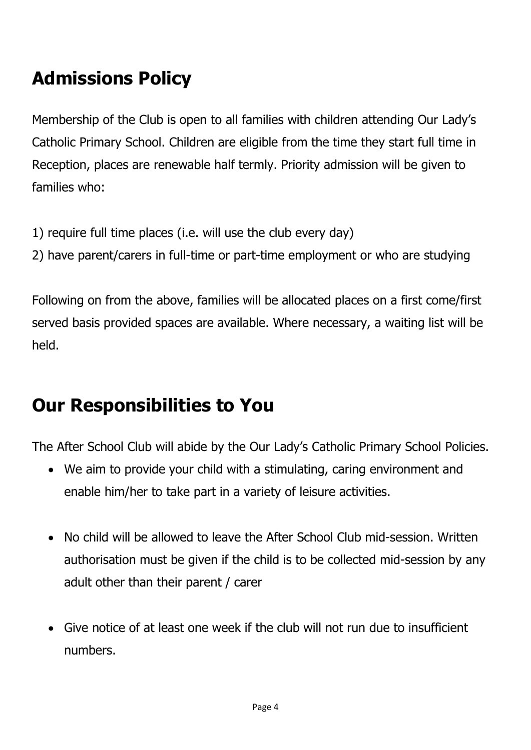## Admissions Policy

Membership of the Club is open to all families with children attending Our Lady's Catholic Primary School. Children are eligible from the time they start full time in Reception, places are renewable half termly. Priority admission will be given to families who:

1) require full time places (i.e. will use the club every day)
2) have parent/carers in full-time or part-time employment or who are studying

Following on from the above, families will be allocated places on a first come/first served basis provided spaces are available. Where necessary, a waiting list will be held.

## Our Responsibilities to You

The After School Club will abide by the Our Lady's Catholic Primary School Policies.

- We aim to provide your child with a stimulating, caring environment and enable him/her to take part in a variety of leisure activities.
- No child will be allowed to leave the After School Club mid-session. Written authorisation must be given if the child is to be collected mid-session by any adult other than their parent / carer
- Give notice of at least one week if the club will not run due to insufficient numbers.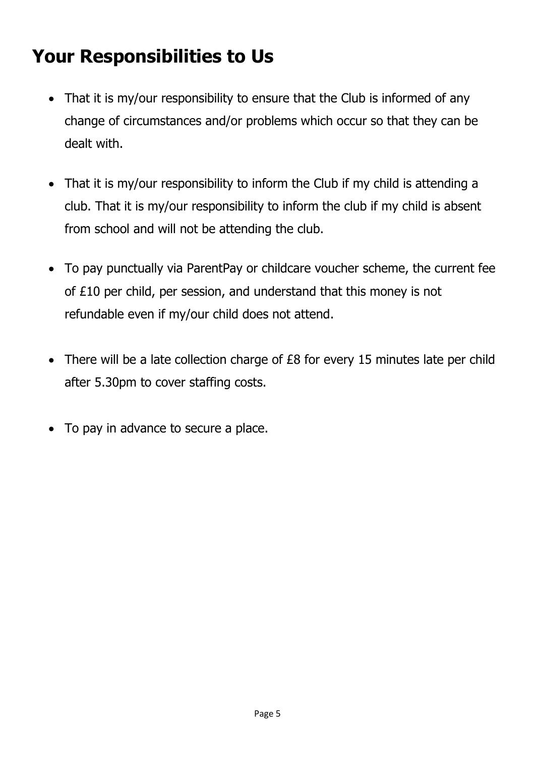# Your Responsibilities to Us

- That it is my/our responsibility to ensure that the Club is informed of any change of circumstances and/or problems which occur so that they can be dealt with.

- That it is my/our responsibility to inform the Club if my child is attending a club. That it is my/our responsibility to inform the club if my child is absent from school and will not be attending the club.

- To pay punctually via ParentPay or childcare voucher scheme, the current fee of £10 per child, per session, and understand that this money is not refundable even if my/our child does not attend.

- There will be a late collection charge of £8 for every 15 minutes late per child after 5.30pm to cover staffing costs.

- To pay in advance to secure a place.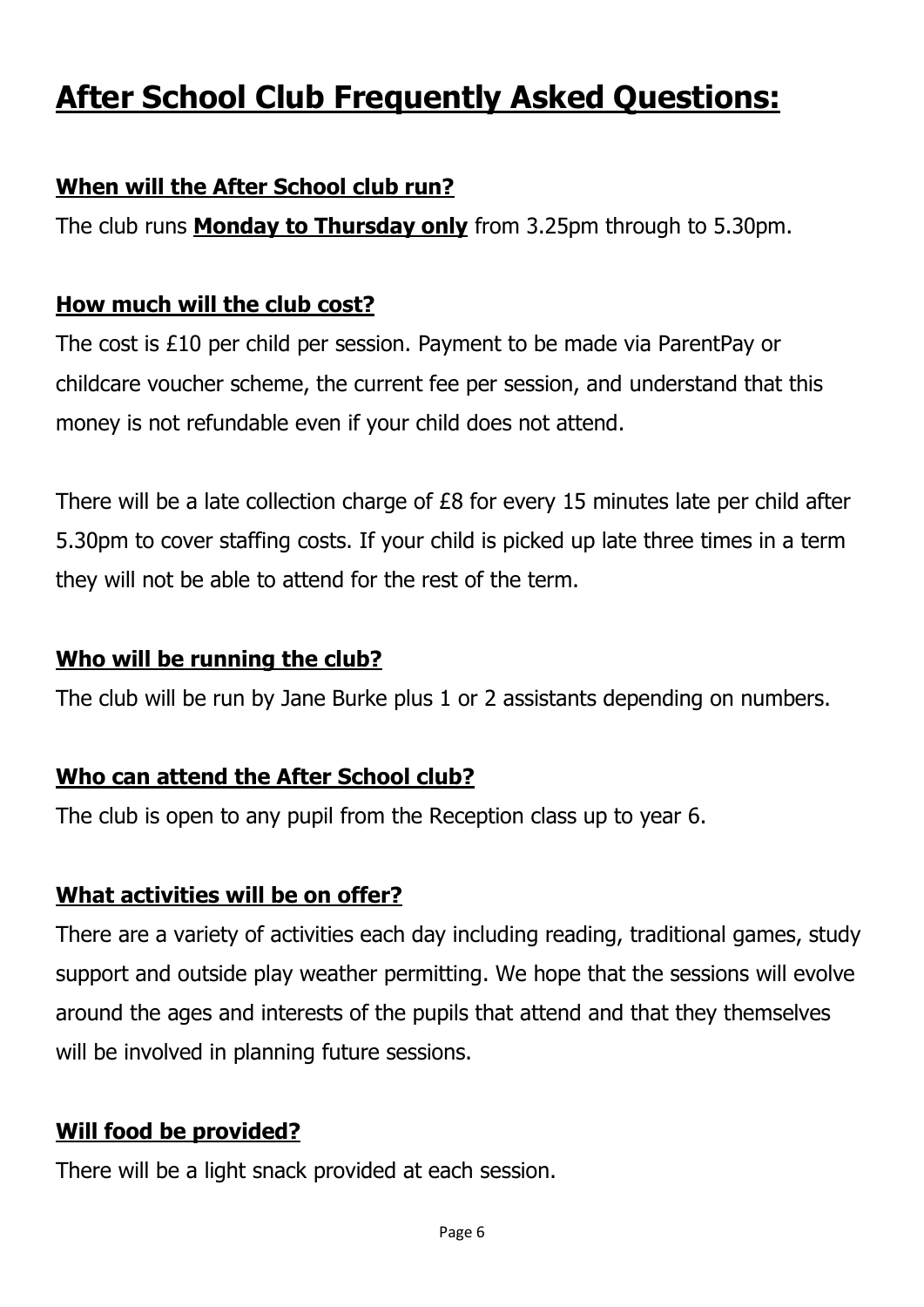# After School Club Frequently Asked Questions:

## When will the After School club run?

The club runs **Monday to Thursday only** from 3.25pm through to 5.30pm.

## How much will the club cost?

The cost is £10 per child per session. Payment to be made via ParentPay or childcare voucher scheme, the current fee per session, and understand that this money is not refundable even if your child does not attend.

There will be a late collection charge of £8 for every 15 minutes late per child after 5.30pm to cover staffing costs. If your child is picked up late three times in a term they will not be able to attend for the rest of the term.

## Who will be running the club?

The club will be run by Jane Burke plus 1 or 2 assistants depending on numbers.

## Who can attend the After School club?

The club is open to any pupil from the Reception class up to year 6.

## What activities will be on offer?

There are a variety of activities each day including reading, traditional games, study support and outside play weather permitting. We hope that the sessions will evolve around the ages and interests of the pupils that attend and that they themselves will be involved in planning future sessions.

## Will food be provided?

There will be a light snack provided at each session.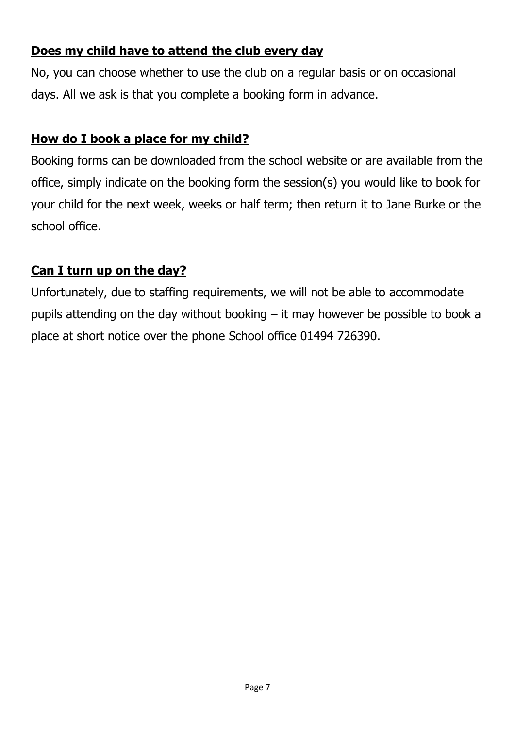## Does my child have to attend the club every day

No, you can choose whether to use the club on a regular basis or on occasional days. All we ask is that you complete a booking form in advance.

## How do I book a place for my child?

Booking forms can be downloaded from the school website or are available from the office, simply indicate on the booking form the session(s) you would like to book for your child for the next week, weeks or half term; then return it to Jane Burke or the school office.

## Can I turn up on the day?

Unfortunately, due to staffing requirements, we will not be able to accommodate pupils attending on the day without booking – it may however be possible to book a place at short notice over the phone School office 01494 726390.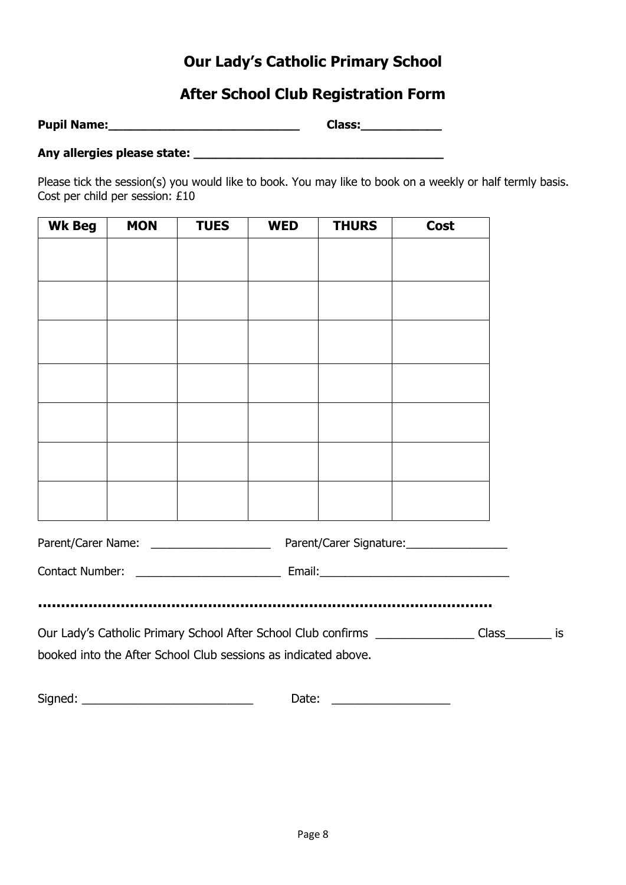# Our Lady's Catholic Primary School

## After School Club Registration Form

**Pupil Name:___________________________ Class:___________**

**Any allergies please state: ___________________________________**

Please tick the session(s) you would like to book. You may like to book on a weekly or half termly basis. Cost per child per session: £10

| Wk Beg | MON | TUES | WED | THURS | Cost |
|---|---|---|---|---|---|
| | | | | | |
| | | | | | |
| | | | | | |
| | | | | | |
| | | | | | |
| | | | | | |
| | | | | | |

Parent/Carer Name: ___________________ Parent/Carer Signature:________________

Contact Number: _______________________ Email:______________________________

..........................................................................................

Our Lady's Catholic Primary School After School Club confirms _______________ Class_______ is booked into the After School Club sessions as indicated above.

Signed: __________________________ Date: __________________